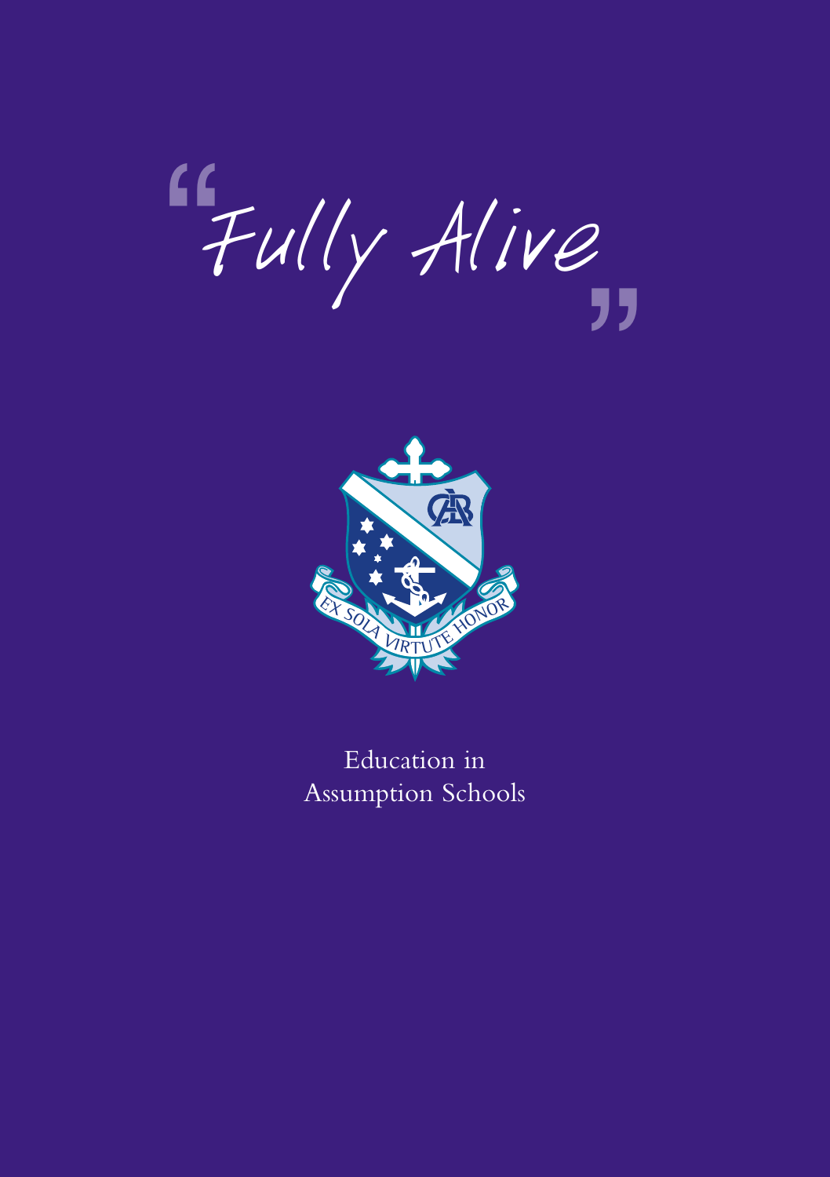# "Fully Alive"

EX SOLA VIRTUTE HONOR

Education in
Assumption Schools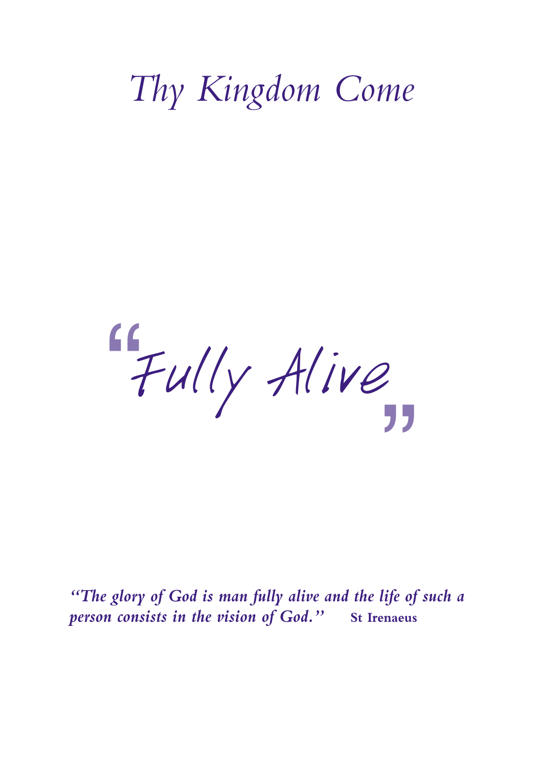# *Thy Kingdom Come*

## “Fully Alive”

*“The glory of God is man fully alive and the life of such a person consists in the vision of God.”* **St Irenaeus**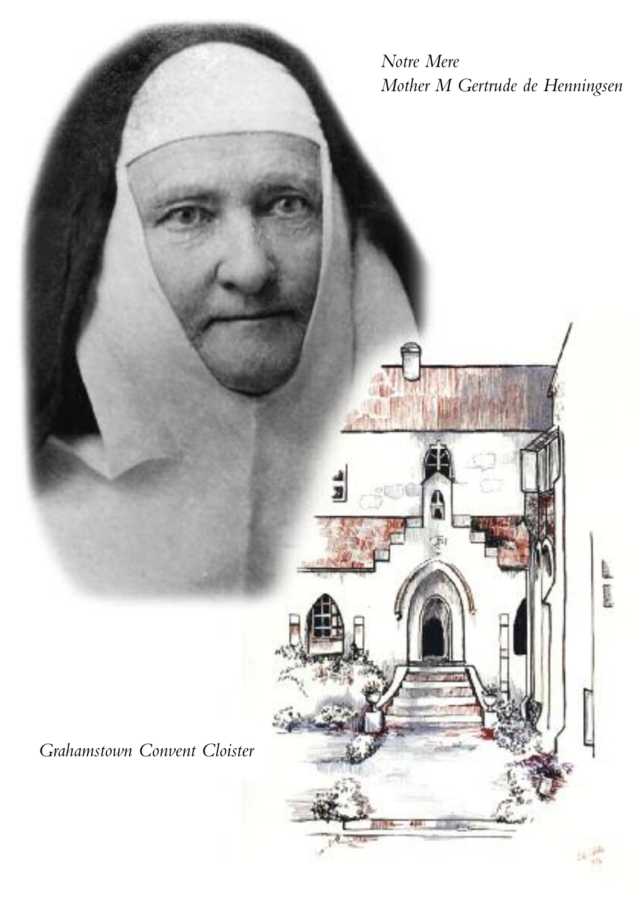*Notre Mere*
*Mother M Gertrude de Henningsen*

*Grahamstown Convent Cloister*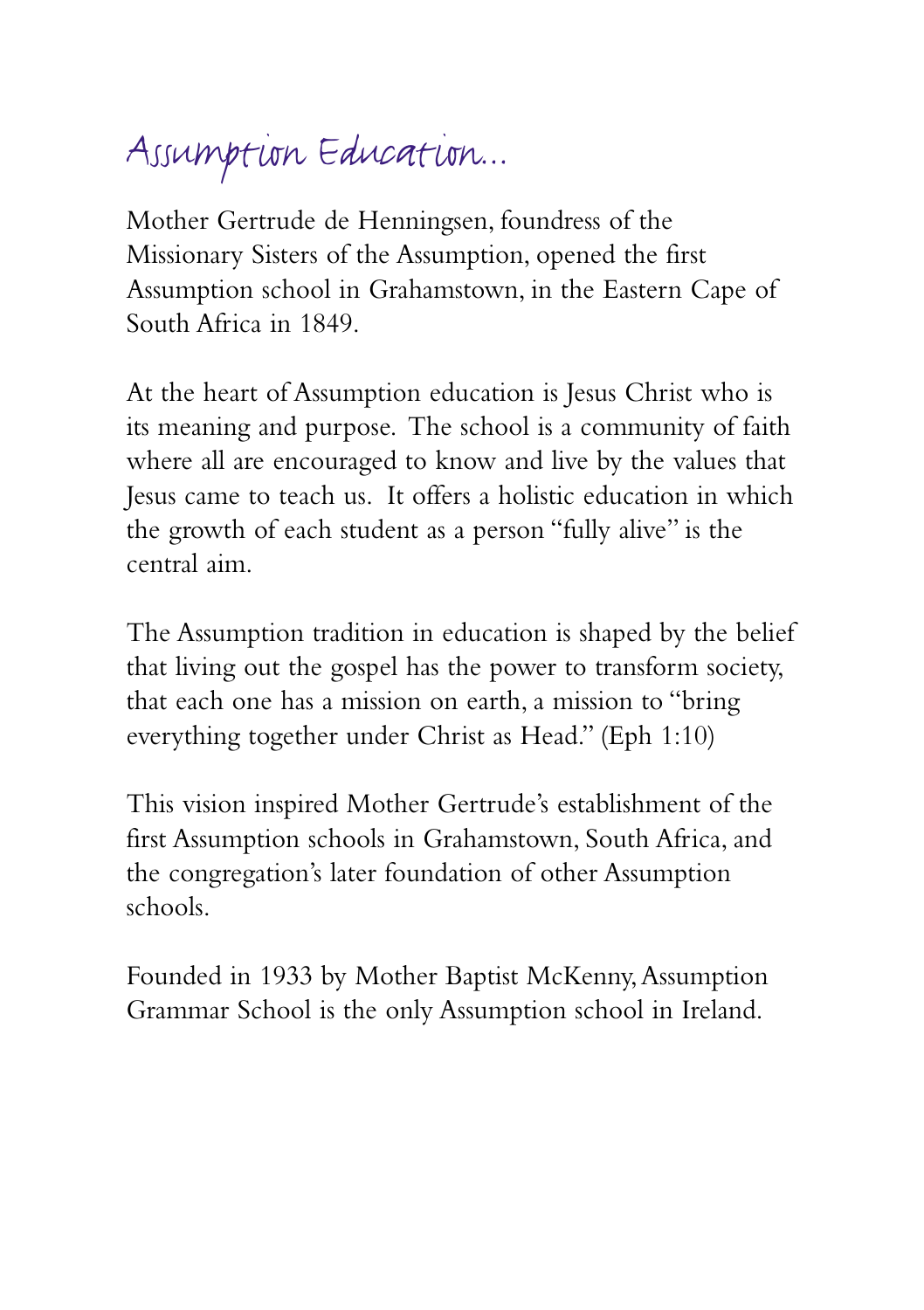# Assumption Education...

Mother Gertrude de Henningsen, foundress of the Missionary Sisters of the Assumption, opened the first Assumption school in Grahamstown, in the Eastern Cape of South Africa in 1849.

At the heart of Assumption education is Jesus Christ who is its meaning and purpose. The school is a community of faith where all are encouraged to know and live by the values that Jesus came to teach us. It offers a holistic education in which the growth of each student as a person "fully alive" is the central aim.

The Assumption tradition in education is shaped by the belief that living out the gospel has the power to transform society, that each one has a mission on earth, a mission to "bring everything together under Christ as Head." (Eph 1:10)

This vision inspired Mother Gertrude's establishment of the first Assumption schools in Grahamstown, South Africa, and the congregation's later foundation of other Assumption schools.

Founded in 1933 by Mother Baptist McKenny, Assumption Grammar School is the only Assumption school in Ireland.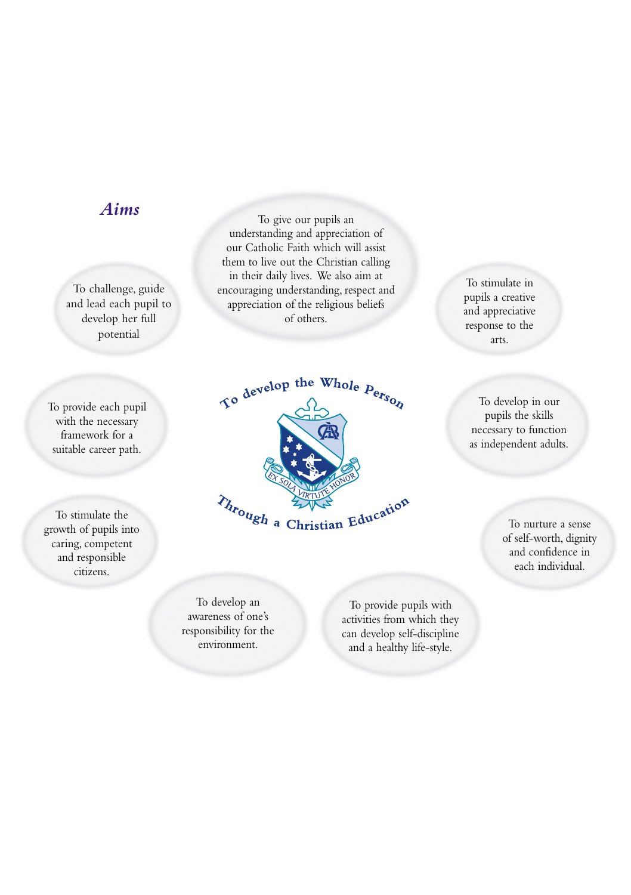## *Aims*

To give our pupils an understanding and appreciation of our Catholic Faith which will assist them to live out the Christian calling in their daily lives. We also aim at encouraging understanding, respect and appreciation of the religious beliefs of others.

To challenge, guide and lead each pupil to develop her full potential

To stimulate in pupils a creative and appreciative response to the arts.

To develop the Whole Person

EX SOLA VIRTUTE HONOR

Through a Christian Education

To provide each pupil with the necessary framework for a suitable career path.

To develop in our pupils the skills necessary to function as independent adults.

To stimulate the growth of pupils into caring, competent and responsible citizens.

To nurture a sense of self-worth, dignity and confidence in each individual.

To develop an awareness of one's responsibility for the environment.

To provide pupils with activities from which they can develop self-discipline and a healthy life-style.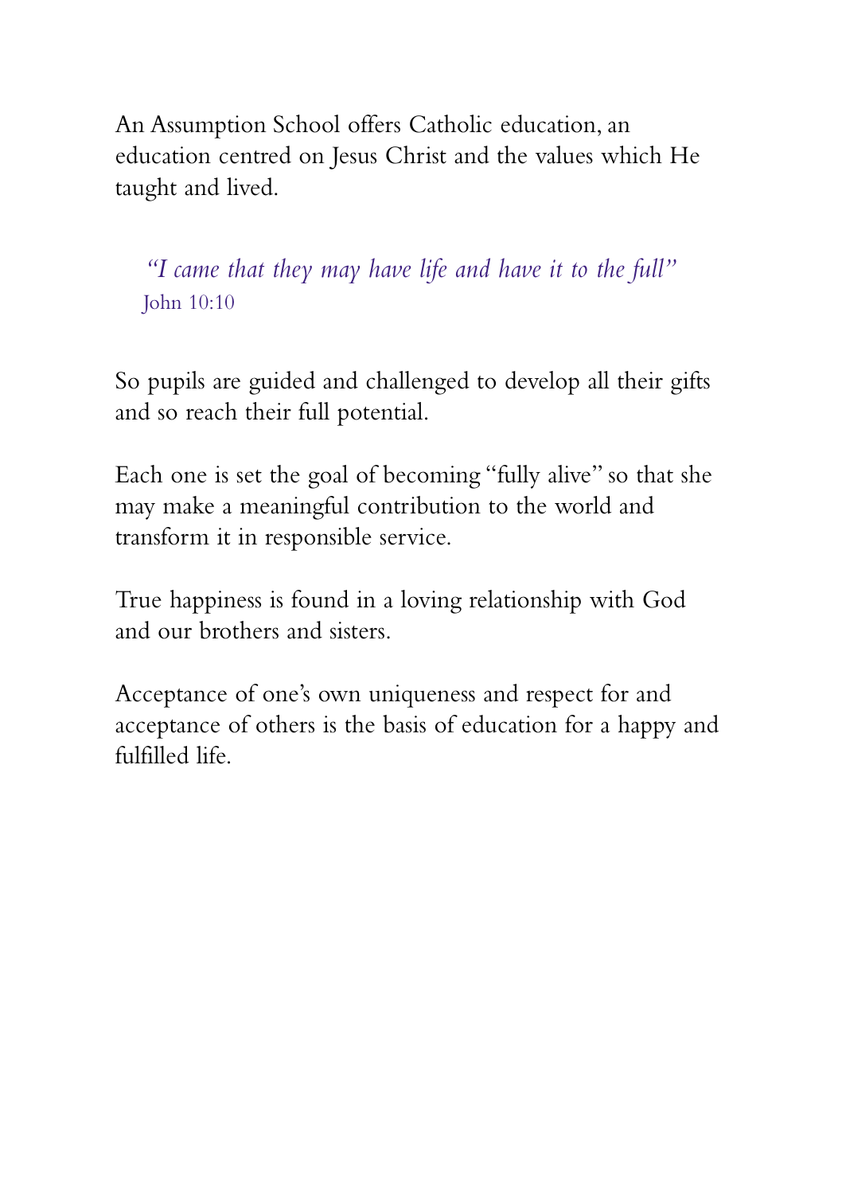An Assumption School offers Catholic education, an education centred on Jesus Christ and the values which He taught and lived.

> *"I came that they may have life and have it to the full"*
> John 10:10

So pupils are guided and challenged to develop all their gifts and so reach their full potential.

Each one is set the goal of becoming "fully alive" so that she may make a meaningful contribution to the world and transform it in responsible service.

True happiness is found in a loving relationship with God and our brothers and sisters.

Acceptance of one's own uniqueness and respect for and acceptance of others is the basis of education for a happy and fulfilled life.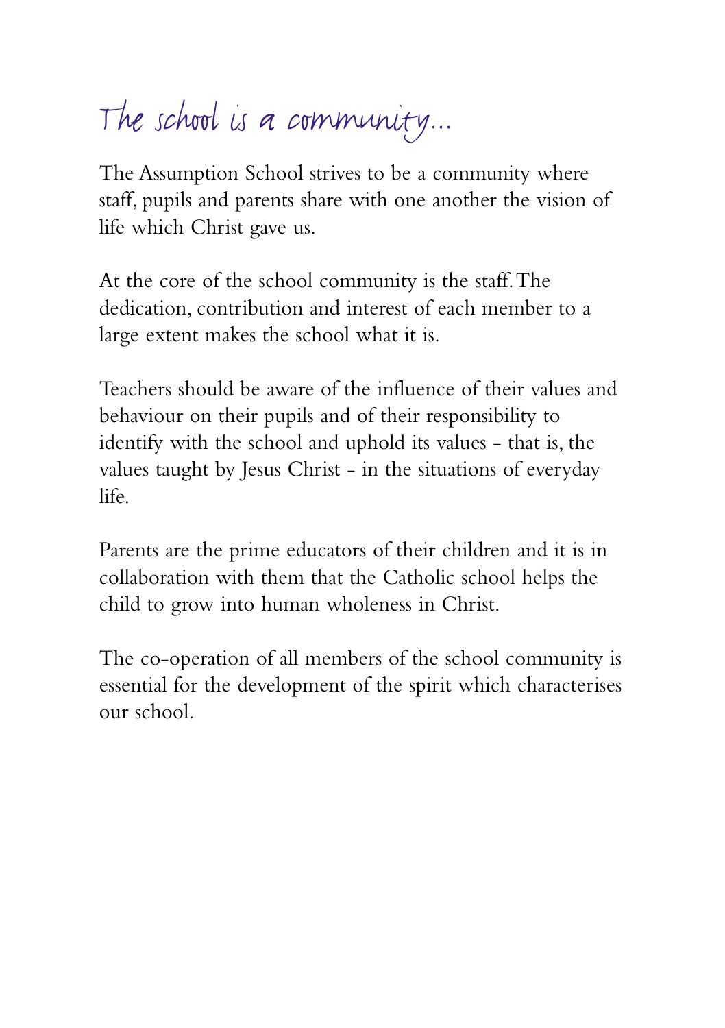# The school is a community...

The Assumption School strives to be a community where staff, pupils and parents share with one another the vision of life which Christ gave us.

At the core of the school community is the staff. The dedication, contribution and interest of each member to a large extent makes the school what it is.

Teachers should be aware of the influence of their values and behaviour on their pupils and of their responsibility to identify with the school and uphold its values - that is, the values taught by Jesus Christ - in the situations of everyday life.

Parents are the prime educators of their children and it is in collaboration with them that the Catholic school helps the child to grow into human wholeness in Christ.

The co-operation of all members of the school community is essential for the development of the spirit which characterises our school.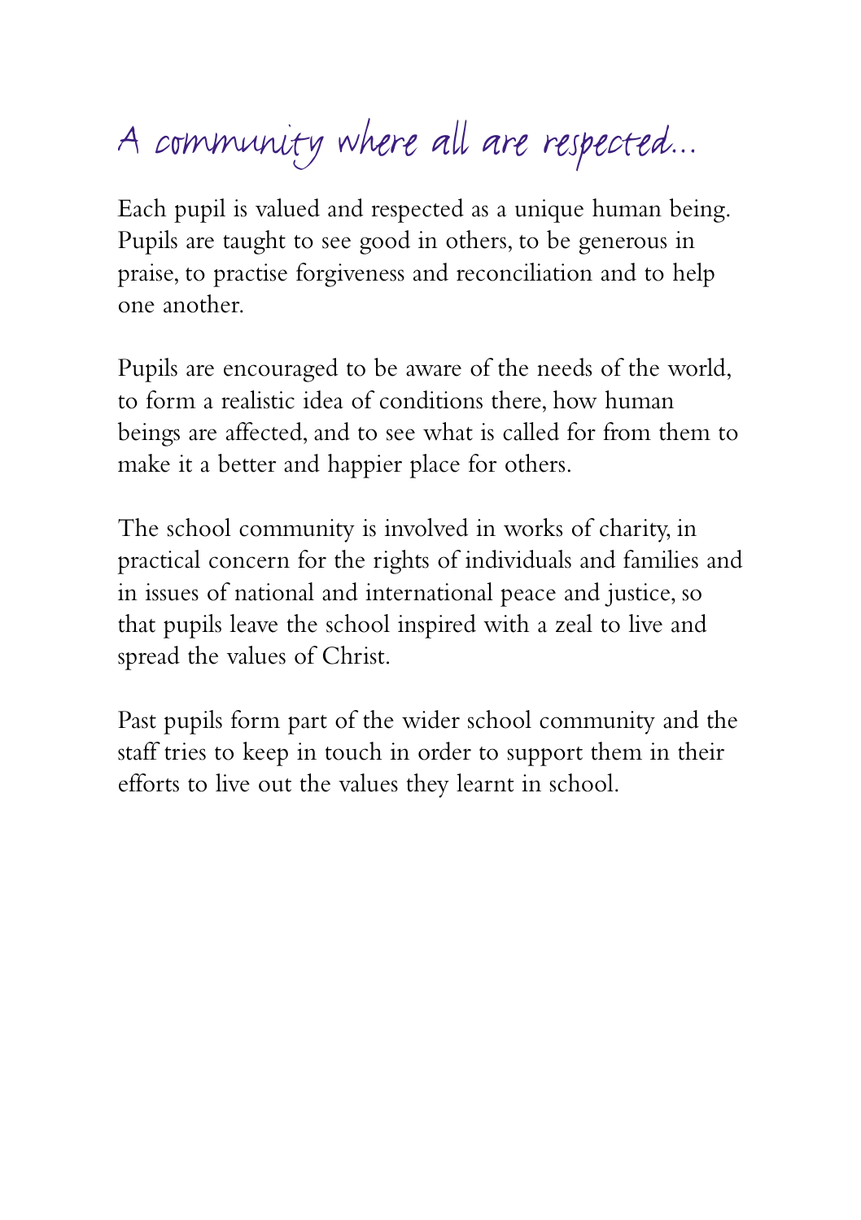# A community where all are respected...

Each pupil is valued and respected as a unique human being. Pupils are taught to see good in others, to be generous in praise, to practise forgiveness and reconciliation and to help one another.

Pupils are encouraged to be aware of the needs of the world, to form a realistic idea of conditions there, how human beings are affected, and to see what is called for from them to make it a better and happier place for others.

The school community is involved in works of charity, in practical concern for the rights of individuals and families and in issues of national and international peace and justice, so that pupils leave the school inspired with a zeal to live and spread the values of Christ.

Past pupils form part of the wider school community and the staff tries to keep in touch in order to support them in their efforts to live out the values they learnt in school.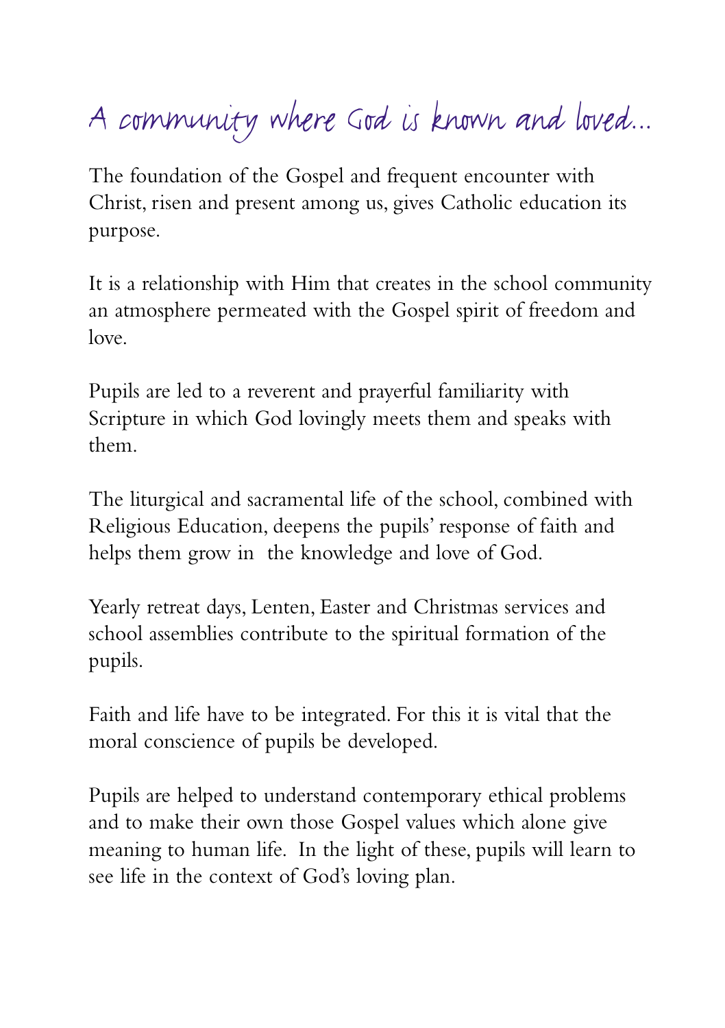# A community where God is known and loved...

The foundation of the Gospel and frequent encounter with Christ, risen and present among us, gives Catholic education its purpose.

It is a relationship with Him that creates in the school community an atmosphere permeated with the Gospel spirit of freedom and love.

Pupils are led to a reverent and prayerful familiarity with Scripture in which God lovingly meets them and speaks with them.

The liturgical and sacramental life of the school, combined with Religious Education, deepens the pupils' response of faith and helps them grow in the knowledge and love of God.

Yearly retreat days, Lenten, Easter and Christmas services and school assemblies contribute to the spiritual formation of the pupils.

Faith and life have to be integrated. For this it is vital that the moral conscience of pupils be developed.

Pupils are helped to understand contemporary ethical problems and to make their own those Gospel values which alone give meaning to human life. In the light of these, pupils will learn to see life in the context of God's loving plan.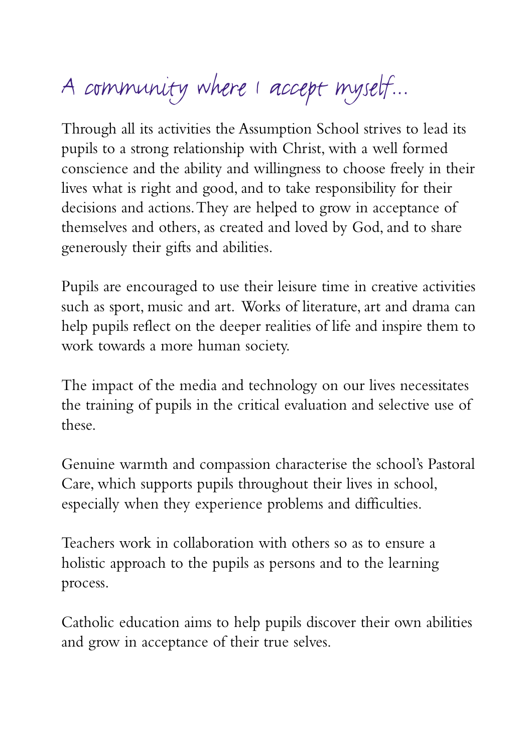# A community where I accept myself...

Through all its activities the Assumption School strives to lead its pupils to a strong relationship with Christ, with a well formed conscience and the ability and willingness to choose freely in their lives what is right and good, and to take responsibility for their decisions and actions. They are helped to grow in acceptance of themselves and others, as created and loved by God, and to share generously their gifts and abilities.

Pupils are encouraged to use their leisure time in creative activities such as sport, music and art. Works of literature, art and drama can help pupils reflect on the deeper realities of life and inspire them to work towards a more human society.

The impact of the media and technology on our lives necessitates the training of pupils in the critical evaluation and selective use of these.

Genuine warmth and compassion characterise the school's Pastoral Care, which supports pupils throughout their lives in school, especially when they experience problems and difficulties.

Teachers work in collaboration with others so as to ensure a holistic approach to the pupils as persons and to the learning process.

Catholic education aims to help pupils discover their own abilities and grow in acceptance of their true selves.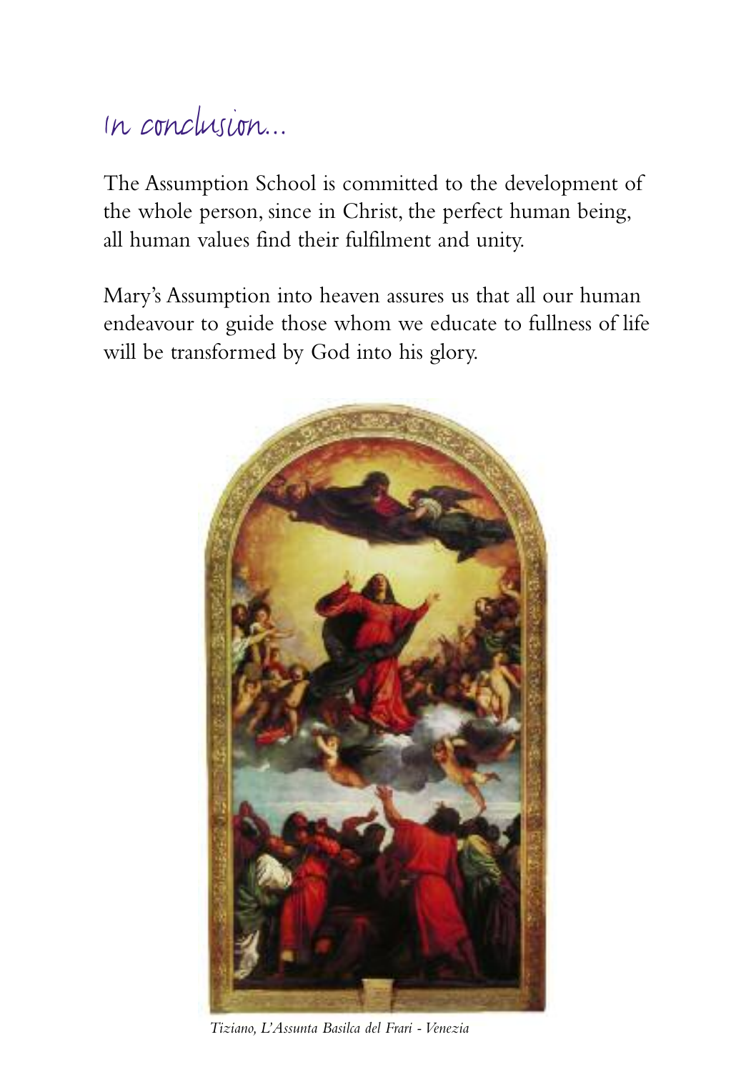# In conclusion...

The Assumption School is committed to the development of the whole person, since in Christ, the perfect human being, all human values find their fulfilment and unity.

Mary's Assumption into heaven assures us that all our human endeavour to guide those whom we educate to fullness of life will be transformed by God into his glory.

*Tiziano, L'Assunta Basilca del Frari - Venezia*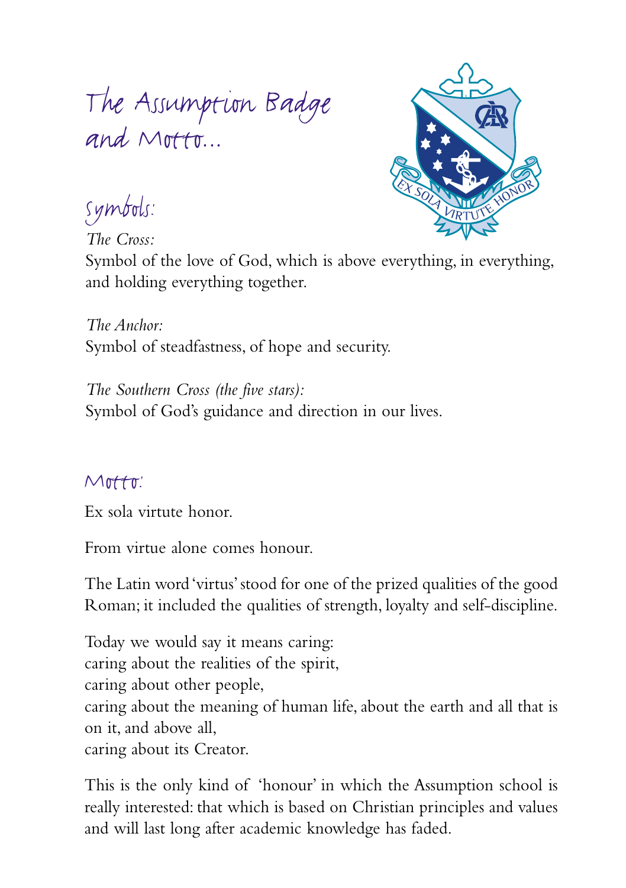# The Assumption Badge and Motto...

## Symbols:

*The Cross:*
Symbol of the love of God, which is above everything, in everything, and holding everything together.

*The Anchor:*
Symbol of steadfastness, of hope and security.

*The Southern Cross (the five stars):*
Symbol of God's guidance and direction in our lives.

## Motto:

Ex sola virtute honor.

From virtue alone comes honour.

The Latin word 'virtus' stood for one of the prized qualities of the good Roman; it included the qualities of strength, loyalty and self-discipline.

Today we would say it means caring:
caring about the realities of the spirit,
caring about other people,
caring about the meaning of human life, about the earth and all that is on it, and above all,
caring about its Creator.

This is the only kind of 'honour' in which the Assumption school is really interested: that which is based on Christian principles and values and will last long after academic knowledge has faded.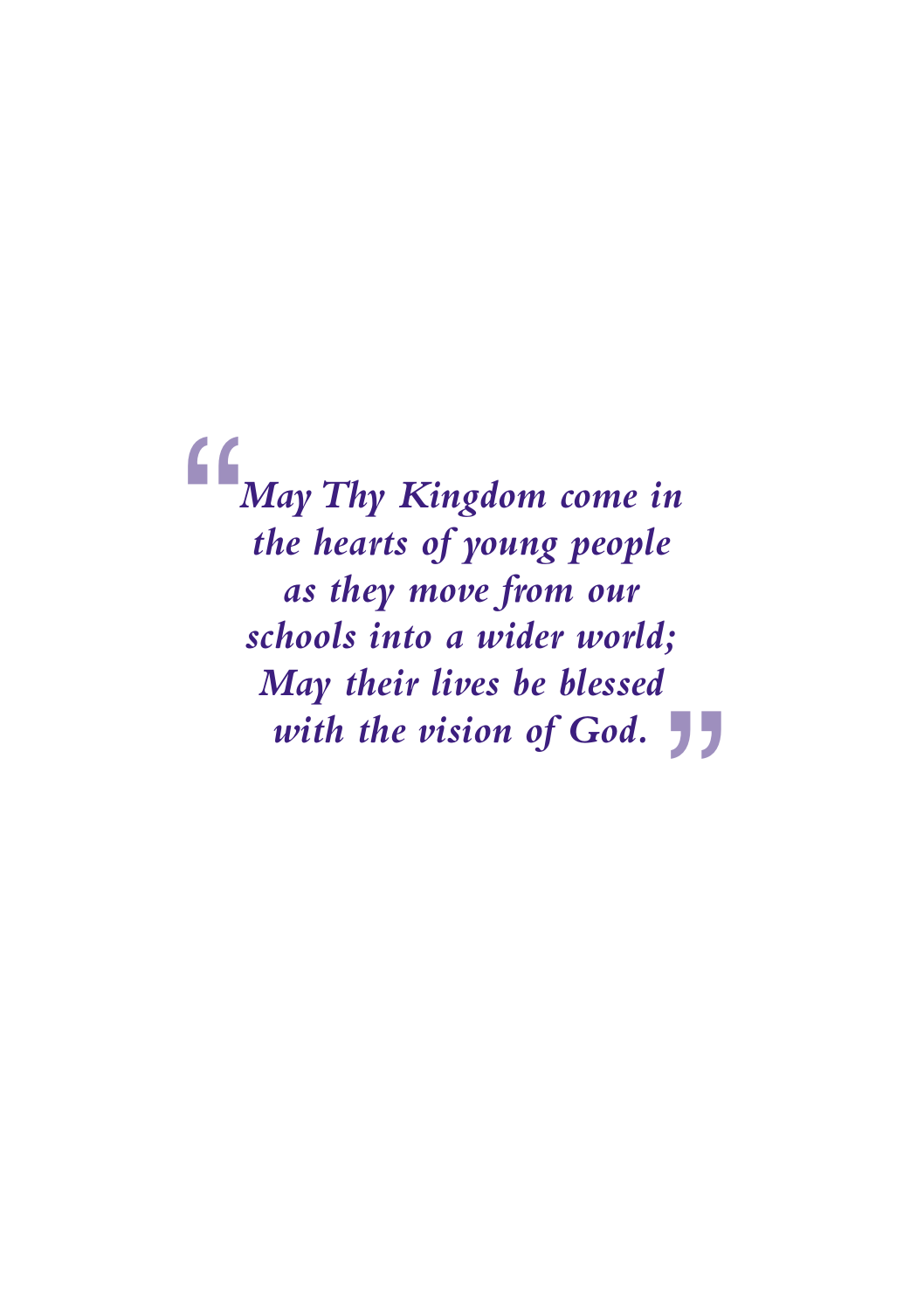*"May Thy Kingdom come in*
*the hearts of young people*
*as they move from our*
*schools into a wider world;*
*May their lives be blessed*
*with the vision of God."*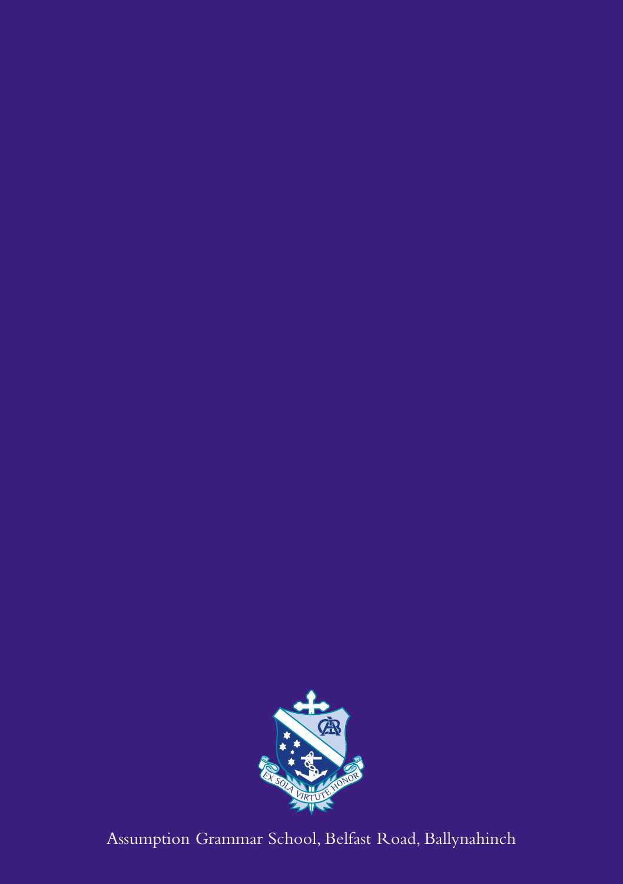EX SOLA VIRTUTE HONOR

Assumption Grammar School, Belfast Road, Ballynahinch